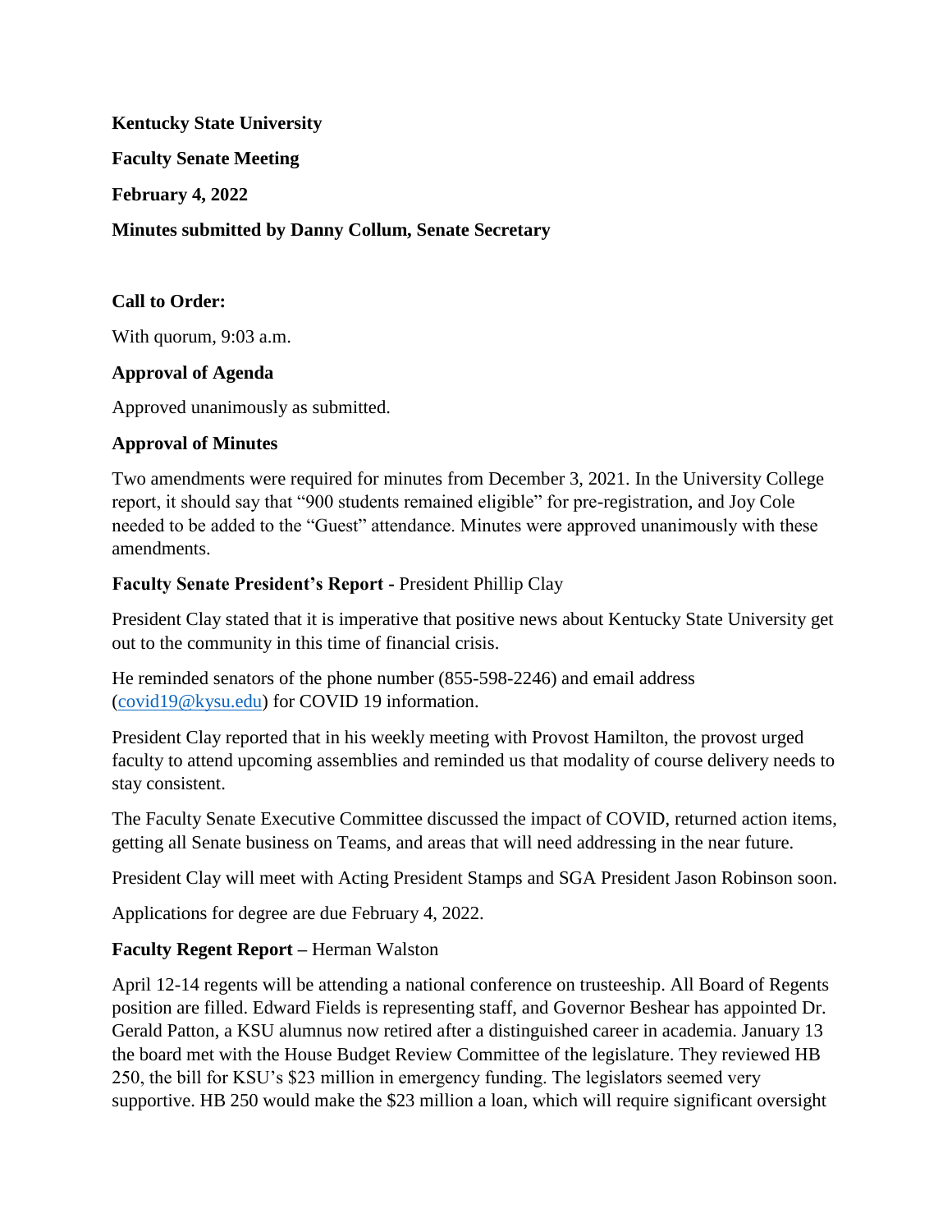**Kentucky State University**

**Faculty Senate Meeting**

**February 4, 2022**

**Minutes submitted by Danny Collum, Senate Secretary**

**Call to Order:**

With quorum, 9:03 a.m.

**Approval of Agenda**

Approved unanimously as submitted.

**Approval of Minutes**

Two amendments were required for minutes from December 3, 2021. In the University College report, it should say that "900 students remained eligible" for pre-registration, and Joy Cole needed to be added to the "Guest" attendance. Minutes were approved unanimously with these amendments.

**Faculty Senate President's Report -** President Phillip Clay

President Clay stated that it is imperative that positive news about Kentucky State University get out to the community in this time of financial crisis.

He reminded senators of the phone number (855-598-2246) and email address (covid19@kysu.edu) for COVID 19 information.

President Clay reported that in his weekly meeting with Provost Hamilton, the provost urged faculty to attend upcoming assemblies and reminded us that modality of course delivery needs to stay consistent.

The Faculty Senate Executive Committee discussed the impact of COVID, returned action items, getting all Senate business on Teams, and areas that will need addressing in the near future.

President Clay will meet with Acting President Stamps and SGA President Jason Robinson soon.

Applications for degree are due February 4, 2022.

**Faculty Regent Report –** Herman Walston

April 12-14 regents will be attending a national conference on trusteeship. All Board of Regents position are filled. Edward Fields is representing staff, and Governor Beshear has appointed Dr. Gerald Patton, a KSU alumnus now retired after a distinguished career in academia. January 13 the board met with the House Budget Review Committee of the legislature. They reviewed HB 250, the bill for KSU's $23 million in emergency funding. The legislators seemed very supportive. HB 250 would make the $23 million a loan, which will require significant oversight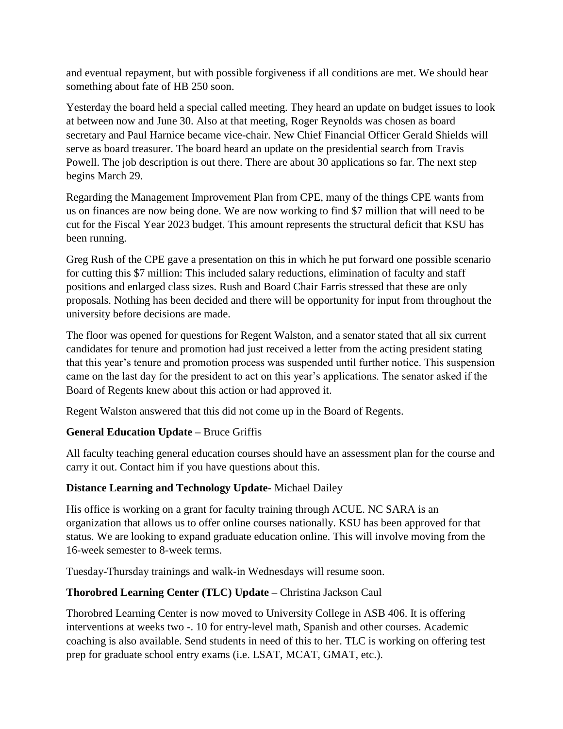and eventual repayment, but with possible forgiveness if all conditions are met. We should hear something about fate of HB 250 soon.

Yesterday the board held a special called meeting. They heard an update on budget issues to look at between now and June 30. Also at that meeting, Roger Reynolds was chosen as board secretary and Paul Harnice became vice-chair. New Chief Financial Officer Gerald Shields will serve as board treasurer. The board heard an update on the presidential search from Travis Powell. The job description is out there. There are about 30 applications so far. The next step begins March 29.

Regarding the Management Improvement Plan from CPE, many of the things CPE wants from us on finances are now being done. We are now working to find $7 million that will need to be cut for the Fiscal Year 2023 budget. This amount represents the structural deficit that KSU has been running.

Greg Rush of the CPE gave a presentation on this in which he put forward one possible scenario for cutting this $7 million: This included salary reductions, elimination of faculty and staff positions and enlarged class sizes. Rush and Board Chair Farris stressed that these are only proposals. Nothing has been decided and there will be opportunity for input from throughout the university before decisions are made.

The floor was opened for questions for Regent Walston, and a senator stated that all six current candidates for tenure and promotion had just received a letter from the acting president stating that this year's tenure and promotion process was suspended until further notice. This suspension came on the last day for the president to act on this year's applications. The senator asked if the Board of Regents knew about this action or had approved it.

Regent Walston answered that this did not come up in the Board of Regents.

**General Education Update –** Bruce Griffis

All faculty teaching general education courses should have an assessment plan for the course and carry it out. Contact him if you have questions about this.

**Distance Learning and Technology Update-** Michael Dailey

His office is working on a grant for faculty training through ACUE. NC SARA is an organization that allows us to offer online courses nationally. KSU has been approved for that status. We are looking to expand graduate education online. This will involve moving from the 16-week semester to 8-week terms.

Tuesday-Thursday trainings and walk-in Wednesdays will resume soon.

**Thorobred Learning Center (TLC) Update –** Christina Jackson Caul

Thorobred Learning Center is now moved to University College in ASB 406. It is offering interventions at weeks two -. 10 for entry-level math, Spanish and other courses. Academic coaching is also available. Send students in need of this to her. TLC is working on offering test prep for graduate school entry exams (i.e. LSAT, MCAT, GMAT, etc.).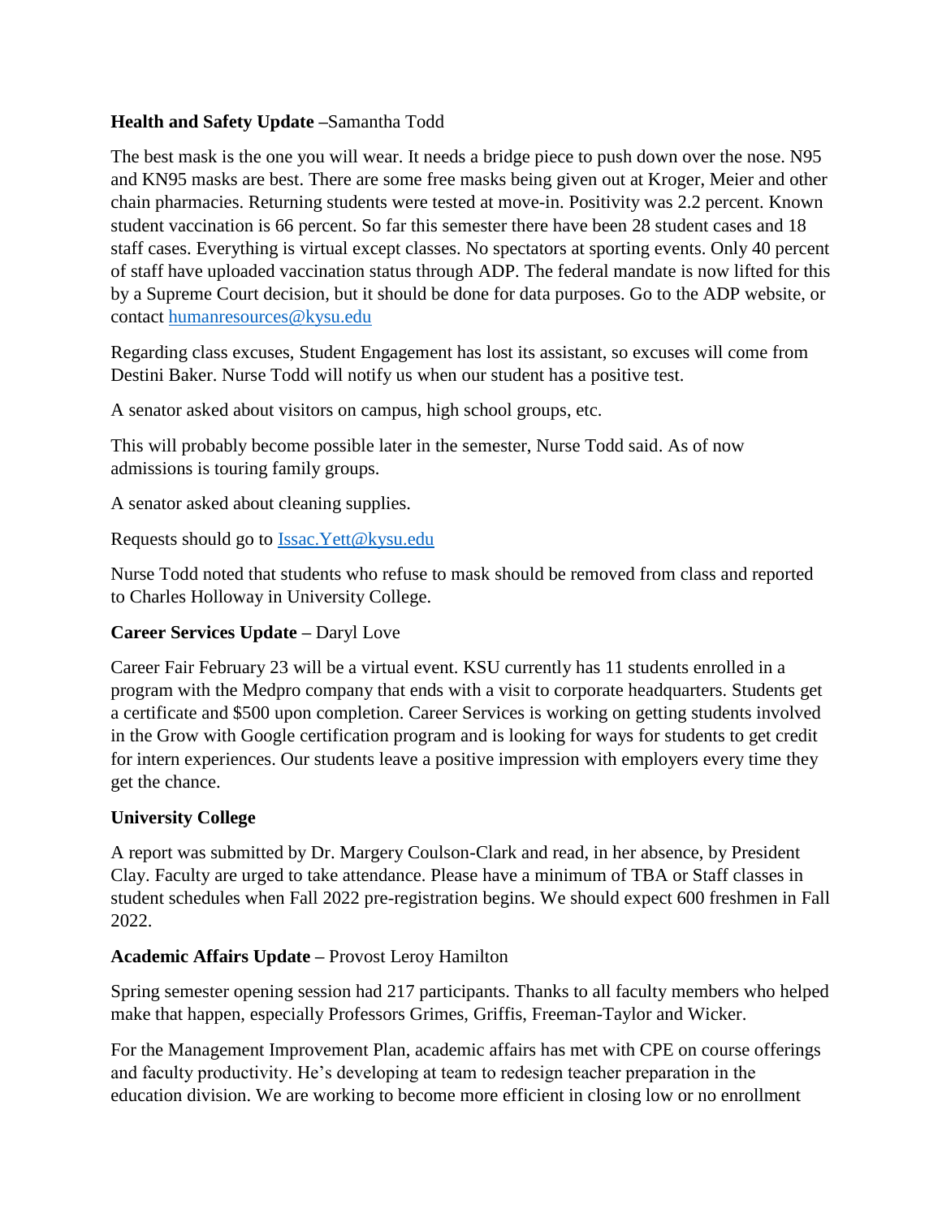**Health and Safety Update** –Samantha Todd

The best mask is the one you will wear. It needs a bridge piece to push down over the nose. N95 and KN95 masks are best. There are some free masks being given out at Kroger, Meier and other chain pharmacies. Returning students were tested at move-in. Positivity was 2.2 percent. Known student vaccination is 66 percent. So far this semester there have been 28 student cases and 18 staff cases. Everything is virtual except classes. No spectators at sporting events. Only 40 percent of staff have uploaded vaccination status through ADP. The federal mandate is now lifted for this by a Supreme Court decision, but it should be done for data purposes. Go to the ADP website, or contact humanresources@kysu.edu

Regarding class excuses, Student Engagement has lost its assistant, so excuses will come from Destini Baker. Nurse Todd will notify us when our student has a positive test.

A senator asked about visitors on campus, high school groups, etc.

This will probably become possible later in the semester, Nurse Todd said. As of now admissions is touring family groups.

A senator asked about cleaning supplies.

Requests should go to Issac.Yett@kysu.edu

Nurse Todd noted that students who refuse to mask should be removed from class and reported to Charles Holloway in University College.

**Career Services Update** – Daryl Love

Career Fair February 23 will be a virtual event. KSU currently has 11 students enrolled in a program with the Medpro company that ends with a visit to corporate headquarters. Students get a certificate and $500 upon completion. Career Services is working on getting students involved in the Grow with Google certification program and is looking for ways for students to get credit for intern experiences. Our students leave a positive impression with employers every time they get the chance.

**University College**

A report was submitted by Dr. Margery Coulson-Clark and read, in her absence, by President Clay. Faculty are urged to take attendance. Please have a minimum of TBA or Staff classes in student schedules when Fall 2022 pre-registration begins. We should expect 600 freshmen in Fall 2022.

**Academic Affairs Update** – Provost Leroy Hamilton

Spring semester opening session had 217 participants. Thanks to all faculty members who helped make that happen, especially Professors Grimes, Griffis, Freeman-Taylor and Wicker.

For the Management Improvement Plan, academic affairs has met with CPE on course offerings and faculty productivity. He's developing at team to redesign teacher preparation in the education division. We are working to become more efficient in closing low or no enrollment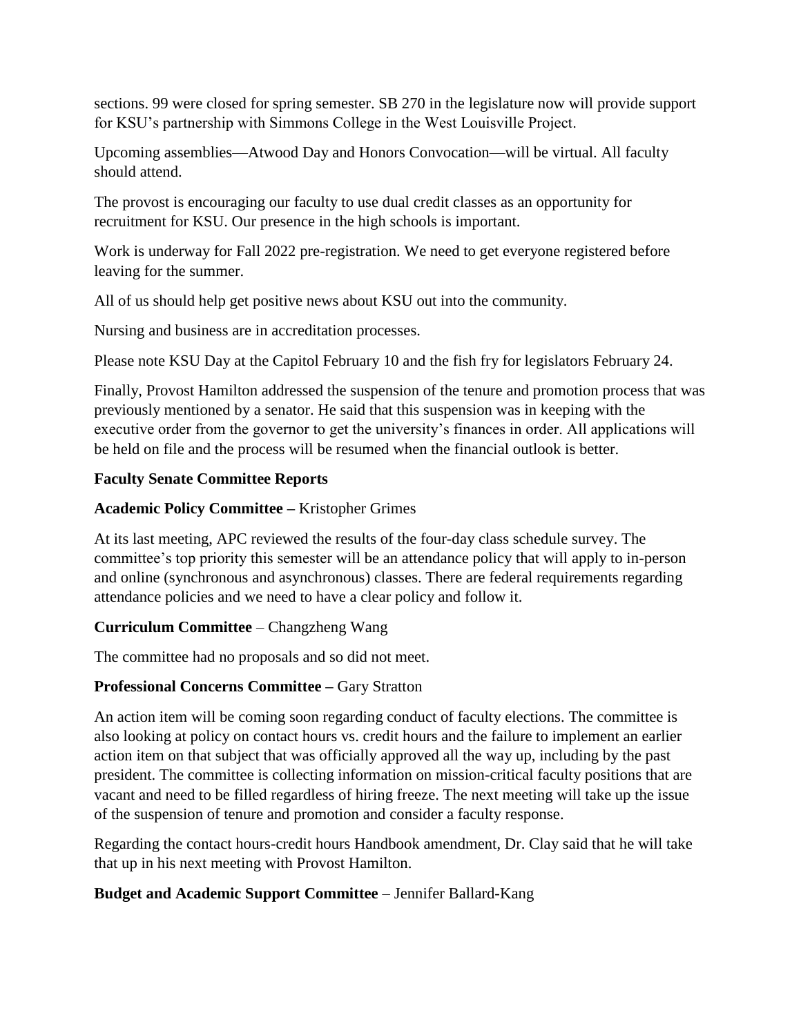sections. 99 were closed for spring semester. SB 270 in the legislature now will provide support for KSU's partnership with Simmons College in the West Louisville Project.

Upcoming assemblies—Atwood Day and Honors Convocation—will be virtual. All faculty should attend.

The provost is encouraging our faculty to use dual credit classes as an opportunity for recruitment for KSU. Our presence in the high schools is important.

Work is underway for Fall 2022 pre-registration. We need to get everyone registered before leaving for the summer.

All of us should help get positive news about KSU out into the community.

Nursing and business are in accreditation processes.

Please note KSU Day at the Capitol February 10 and the fish fry for legislators February 24.

Finally, Provost Hamilton addressed the suspension of the tenure and promotion process that was previously mentioned by a senator. He said that this suspension was in keeping with the executive order from the governor to get the university's finances in order. All applications will be held on file and the process will be resumed when the financial outlook is better.

**Faculty Senate Committee Reports**

**Academic Policy Committee –** Kristopher Grimes

At its last meeting, APC reviewed the results of the four-day class schedule survey. The committee's top priority this semester will be an attendance policy that will apply to in-person and online (synchronous and asynchronous) classes. There are federal requirements regarding attendance policies and we need to have a clear policy and follow it.

**Curriculum Committee** – Changzheng Wang

The committee had no proposals and so did not meet.

**Professional Concerns Committee –** Gary Stratton

An action item will be coming soon regarding conduct of faculty elections. The committee is also looking at policy on contact hours vs. credit hours and the failure to implement an earlier action item on that subject that was officially approved all the way up, including by the past president. The committee is collecting information on mission-critical faculty positions that are vacant and need to be filled regardless of hiring freeze. The next meeting will take up the issue of the suspension of tenure and promotion and consider a faculty response.

Regarding the contact hours-credit hours Handbook amendment, Dr. Clay said that he will take that up in his next meeting with Provost Hamilton.

**Budget and Academic Support Committee** – Jennifer Ballard-Kang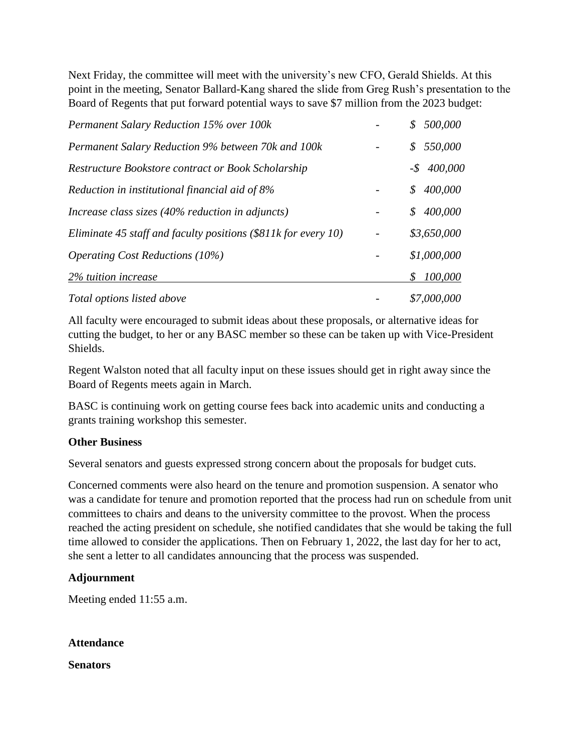Next Friday, the committee will meet with the university's new CFO, Gerald Shields. At this point in the meeting, Senator Ballard-Kang shared the slide from Greg Rush's presentation to the Board of Regents that put forward potential ways to save $7 million from the 2023 budget:

| | | |
|---|---|---|
| *Permanent Salary Reduction 15% over 100k* | - | *$ 500,000* |
| *Permanent Salary Reduction 9% between 70k and 100k* | - | *$ 550,000* |
| *Restructure Bookstore contract or Book Scholarship* | | *-$ 400,000* |
| *Reduction in institutional financial aid of 8%* | - | *$ 400,000* |
| *Increase class sizes (40% reduction in adjuncts)* | - | *$ 400,000* |
| *Eliminate 45 staff and faculty positions ($811k for every 10)* | - | *$3,650,000* |
| *Operating Cost Reductions (10%)* | - | *$1,000,000* |
| *2% tuition increase* | | *$ 100,000* |
| *Total options listed above* | - | *$7,000,000* |

All faculty were encouraged to submit ideas about these proposals, or alternative ideas for cutting the budget, to her or any BASC member so these can be taken up with Vice-President Shields.

Regent Walston noted that all faculty input on these issues should get in right away since the Board of Regents meets again in March.

BASC is continuing work on getting course fees back into academic units and conducting a grants training workshop this semester.

**Other Business**

Several senators and guests expressed strong concern about the proposals for budget cuts.

Concerned comments were also heard on the tenure and promotion suspension. A senator who was a candidate for tenure and promotion reported that the process had run on schedule from unit committees to chairs and deans to the university committee to the provost. When the process reached the acting president on schedule, she notified candidates that she would be taking the full time allowed to consider the applications. Then on February 1, 2022, the last day for her to act, she sent a letter to all candidates announcing that the process was suspended.

**Adjournment**

Meeting ended 11:55 a.m.

**Attendance**

**Senators**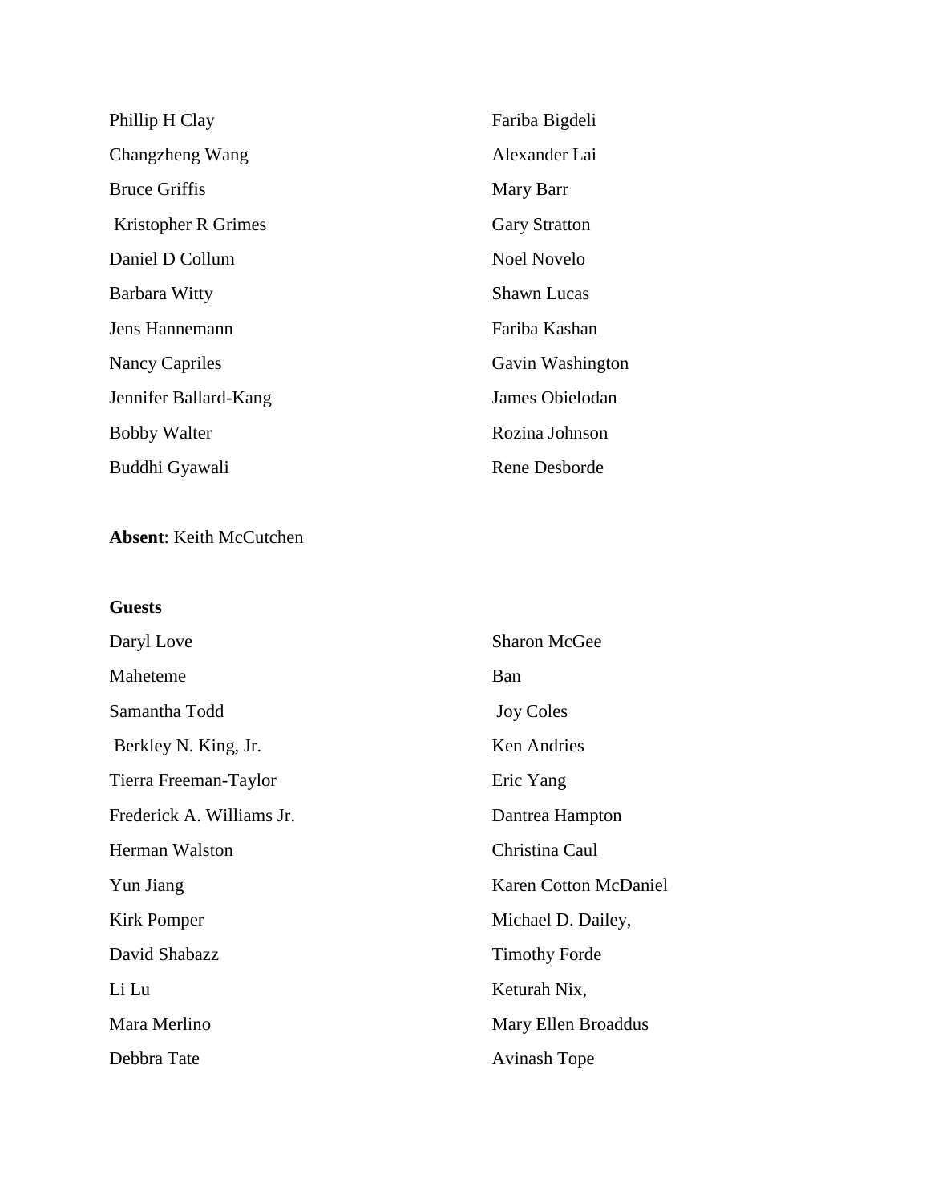Phillip H Clay

Changzheng Wang

Bruce Griffis

Kristopher R Grimes

Daniel D Collum

Barbara Witty

Jens Hannemann

Nancy Capriles

Jennifer Ballard-Kang

Bobby Walter

Buddhi Gyawali

Fariba Bigdeli

Alexander Lai

Mary Barr

Gary Stratton

Noel Novelo

Shawn Lucas

Fariba Kashan

Gavin Washington

James Obielodan

Rozina Johnson

Rene Desborde

**Absent**: Keith McCutchen

**Guests**

Daryl Love

Maheteme

Samantha Todd

Berkley N. King, Jr.

Tierra Freeman-Taylor

Frederick A. Williams Jr.

Herman Walston

Yun Jiang

Kirk Pomper

David Shabazz

Li Lu

Mara Merlino

Debbra Tate

Sharon McGee

Ban

Joy Coles

Ken Andries

Eric Yang

Dantrea Hampton

Christina Caul

Karen Cotton McDaniel

Michael D. Dailey,

Timothy Forde

Keturah Nix,

Mary Ellen Broaddus

Avinash Tope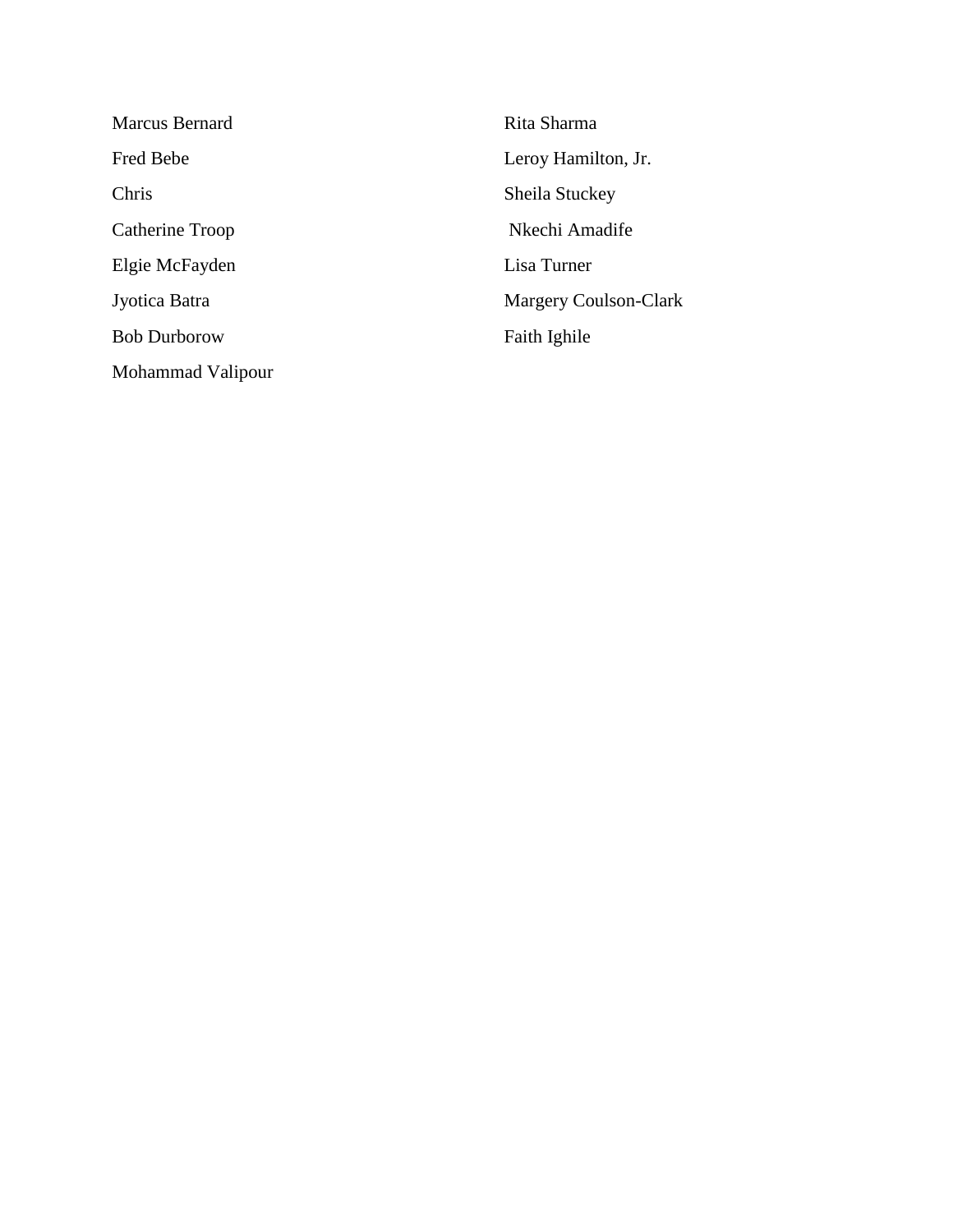Marcus Bernard

Fred Bebe

Chris

Catherine Troop

Elgie McFayden

Jyotica Batra

Bob Durborow

Mohammad Valipour

Rita Sharma

Leroy Hamilton, Jr.

Sheila Stuckey

Nkechi Amadife

Lisa Turner

Margery Coulson-Clark

Faith Ighile